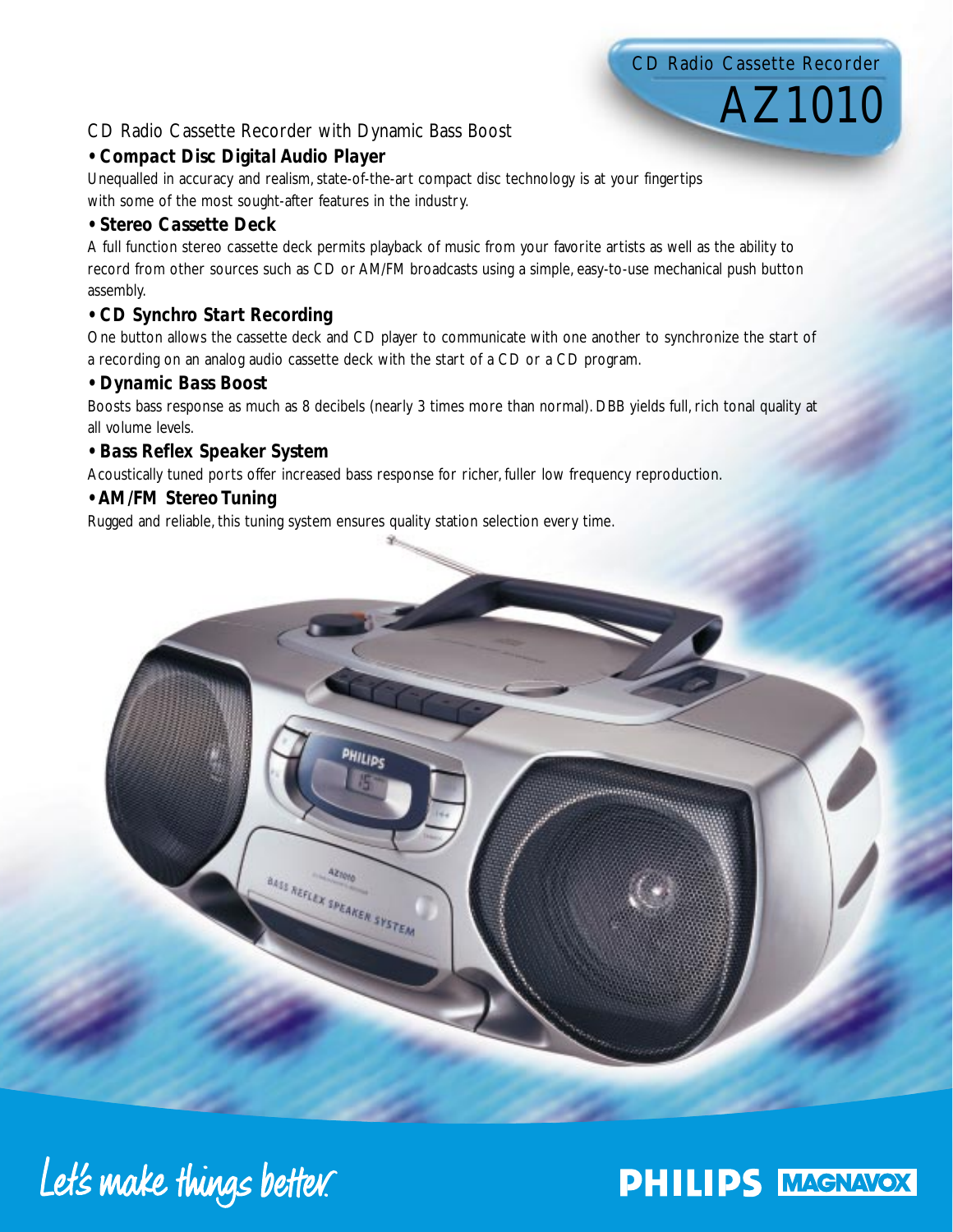# CD Radio Cassette Recorder AZ1010

CD Radio Cassette Recorder with Dynamic Bass Boost

**• Compact Disc Digital Audio Player**

Unequalled in accuracy and realism, state-of-the-art compact disc technology is at your fingertips with some of the most sought-after features in the industry.

**• Stereo Cassette Deck**

A full function stereo cassette deck permits playback of music from your favorite artists as well as the ability to record from other sources such as CD or AM/FM broadcasts using a simple, easy-to-use mechanical push button assembly.

**• CD Synchro Start Recording**

One button allows the cassette deck and CD player to communicate with one another to synchronize the start of a recording on an analog audio cassette deck with the start of a CD or a CD program.

**• Dynamic Bass Boost**

Boosts bass response as much as 8 decibels (nearly 3 times more than normal). DBB yields full, rich tonal quality at all volume levels.

**• Bass Reflex Speaker System**

Acoustically tuned ports offer increased bass response for richer, fuller low frequency reproduction.

**• AM/FM Stereo Tuning**

Rugged and reliable, this tuning system ensures quality station selection every time.

Let's make things better.

PHILIPS MAGNAVOX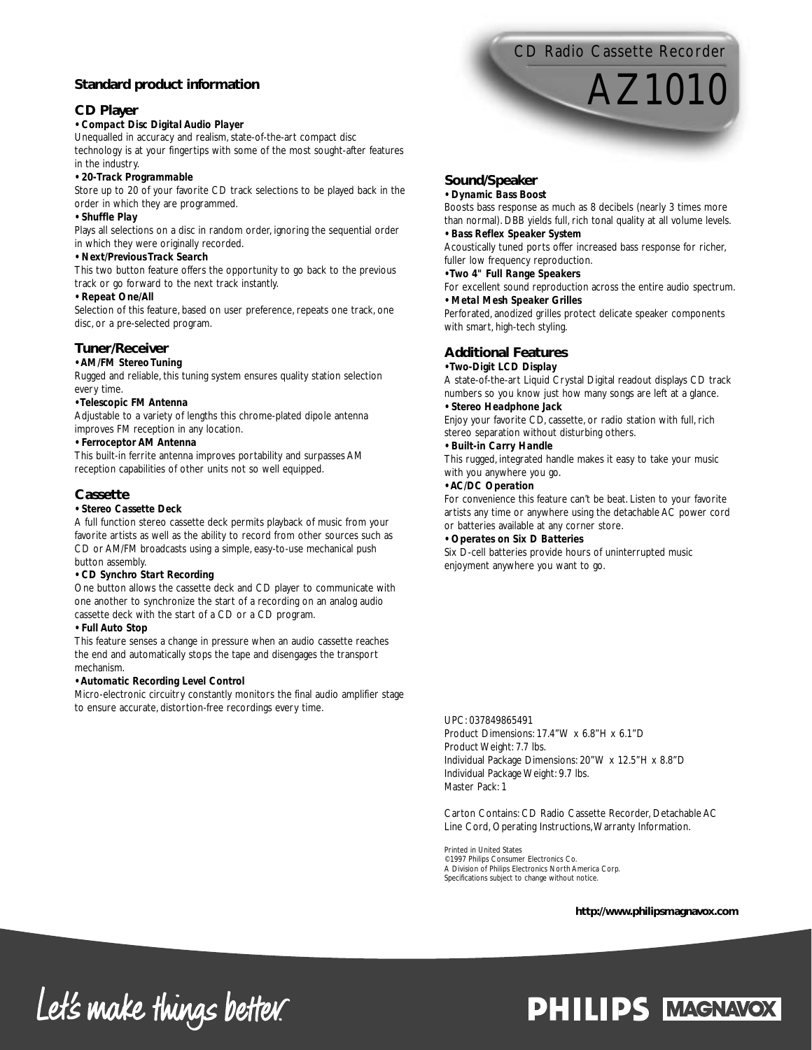# CD Radio Cassette Recorder AZ1010

## Standard product information

### CD Player

**• Compact Disc Digital Audio Player**
Unequalled in accuracy and realism, state-of-the-art compact disc technology is at your fingertips with some of the most sought-after features in the industry.

**• 20-Track Programmable**
Store up to 20 of your favorite CD track selections to be played back in the order in which they are programmed.

**• Shuffle Play**
Plays all selections on a disc in random order, ignoring the sequential order in which they were originally recorded.

**• Next/Previous Track Search**
This two button feature offers the opportunity to go back to the previous track or go forward to the next track instantly.

**• Repeat One/All**
Selection of this feature, based on user preference, repeats one track, one disc, or a pre-selected program.

### Tuner/Receiver

**• AM/FM Stereo Tuning**
Rugged and reliable, this tuning system ensures quality station selection every time.

**• Telescopic FM Antenna**
Adjustable to a variety of lengths this chrome-plated dipole antenna improves FM reception in any location.

**• Ferroceptor AM Antenna**
This built-in ferrite antenna improves portability and surpasses AM reception capabilities of other units not so well equipped.

### Cassette

**• Stereo Cassette Deck**
A full function stereo cassette deck permits playback of music from your favorite artists as well as the ability to record from other sources such as CD or AM/FM broadcasts using a simple, easy-to-use mechanical push button assembly.

**• CD Synchro Start Recording**
One button allows the cassette deck and CD player to communicate with one another to synchronize the start of a recording on an analog audio cassette deck with the start of a CD or a CD program.

**• Full Auto Stop**
This feature senses a change in pressure when an audio cassette reaches the end and automatically stops the tape and disengages the transport mechanism.

**• Automatic Recording Level Control**
Micro-electronic circuitry constantly monitors the final audio amplifier stage to ensure accurate, distortion-free recordings every time.

### Sound/Speaker

**• Dynamic Bass Boost**
Boosts bass response as much as 8 decibels (nearly 3 times more than normal). DBB yields full, rich tonal quality at all volume levels.

**• Bass Reflex Speaker System**
Acoustically tuned ports offer increased bass response for richer, fuller low frequency reproduction.

**• Two 4" Full Range Speakers**
For excellent sound reproduction across the entire audio spectrum.

**• Metal Mesh Speaker Grilles**
Perforated, anodized grilles protect delicate speaker components with smart, high-tech styling.

### Additional Features

**• Two-Digit LCD Display**
A state-of-the-art Liquid Crystal Digital readout displays CD track numbers so you know just how many songs are left at a glance.

**• Stereo Headphone Jack**
Enjoy your favorite CD, cassette, or radio station with full, rich stereo separation without disturbing others.

**• Built-in Carry Handle**
This rugged, integrated handle makes it easy to take your music with you anywhere you go.

**• AC/DC Operation**
For convenience this feature can't be beat. Listen to your favorite artists any time or anywhere using the detachable AC power cord or batteries available at any corner store.

**• Operates on Six D Batteries**
Six D-cell batteries provide hours of uninterrupted music enjoyment anywhere you want to go.

UPC: 037849865491
Product Dimensions: 17.4"W x 6.8"H x 6.1"D
Product Weight: 7.7 lbs.
Individual Package Dimensions: 20"W x 12.5"H x 8.8"D
Individual Package Weight: 9.7 lbs.
Master Pack: 1

Carton Contains: CD Radio Cassette Recorder, Detachable AC Line Cord, Operating Instructions, Warranty Information.

Printed in United States
©1997 Philips Consumer Electronics Co.
A Division of Philips Electronics North America Corp.
Specifications subject to change without notice.

**http://www.philipsmagnavox.com**

Let's make things better.

PHILIPS MAGNAVOX